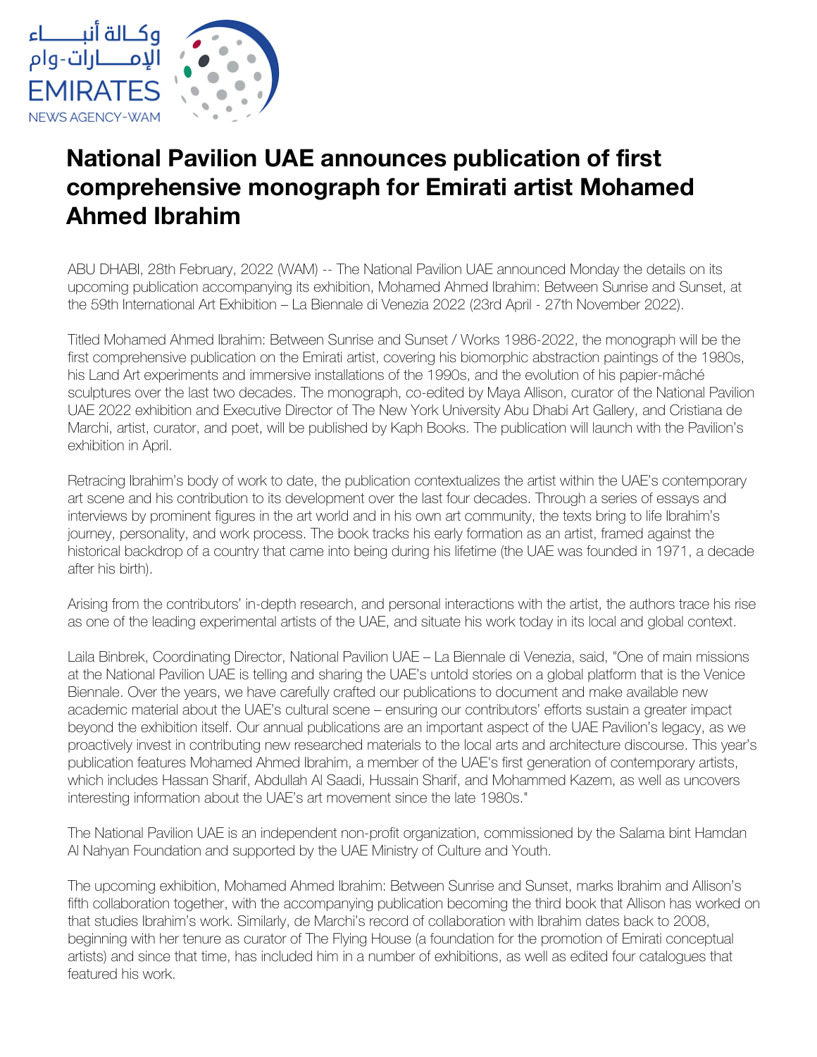# National Pavilion UAE announces publication of first comprehensive monograph for Emirati artist Mohamed Ahmed Ibrahim

ABU DHABI, 28th February, 2022 (WAM) -- The National Pavilion UAE announced Monday the details on its upcoming publication accompanying its exhibition, Mohamed Ahmed Ibrahim: Between Sunrise and Sunset, at the 59th International Art Exhibition – La Biennale di Venezia 2022 (23rd April - 27th November 2022).

Titled Mohamed Ahmed Ibrahim: Between Sunrise and Sunset / Works 1986-2022, the monograph will be the first comprehensive publication on the Emirati artist, covering his biomorphic abstraction paintings of the 1980s, his Land Art experiments and immersive installations of the 1990s, and the evolution of his papier-mâché sculptures over the last two decades. The monograph, co-edited by Maya Allison, curator of the National Pavilion UAE 2022 exhibition and Executive Director of The New York University Abu Dhabi Art Gallery, and Cristiana de Marchi, artist, curator, and poet, will be published by Kaph Books. The publication will launch with the Pavilion's exhibition in April.

Retracing Ibrahim's body of work to date, the publication contextualizes the artist within the UAE's contemporary art scene and his contribution to its development over the last four decades. Through a series of essays and interviews by prominent figures in the art world and in his own art community, the texts bring to life Ibrahim's journey, personality, and work process. The book tracks his early formation as an artist, framed against the historical backdrop of a country that came into being during his lifetime (the UAE was founded in 1971, a decade after his birth).

Arising from the contributors' in-depth research, and personal interactions with the artist, the authors trace his rise as one of the leading experimental artists of the UAE, and situate his work today in its local and global context.

Laila Binbrek, Coordinating Director, National Pavilion UAE – La Biennale di Venezia, said, "One of main missions at the National Pavilion UAE is telling and sharing the UAE's untold stories on a global platform that is the Venice Biennale. Over the years, we have carefully crafted our publications to document and make available new academic material about the UAE's cultural scene – ensuring our contributors' efforts sustain a greater impact beyond the exhibition itself. Our annual publications are an important aspect of the UAE Pavilion's legacy, as we proactively invest in contributing new researched materials to the local arts and architecture discourse. This year's publication features Mohamed Ahmed Ibrahim, a member of the UAE's first generation of contemporary artists, which includes Hassan Sharif, Abdullah Al Saadi, Hussain Sharif, and Mohammed Kazem, as well as uncovers interesting information about the UAE's art movement since the late 1980s."

The National Pavilion UAE is an independent non-profit organization, commissioned by the Salama bint Hamdan Al Nahyan Foundation and supported by the UAE Ministry of Culture and Youth.

The upcoming exhibition, Mohamed Ahmed Ibrahim: Between Sunrise and Sunset, marks Ibrahim and Allison's fifth collaboration together, with the accompanying publication becoming the third book that Allison has worked on that studies Ibrahim's work. Similarly, de Marchi's record of collaboration with Ibrahim dates back to 2008, beginning with her tenure as curator of The Flying House (a foundation for the promotion of Emirati conceptual artists) and since that time, has included him in a number of exhibitions, as well as edited four catalogues that featured his work.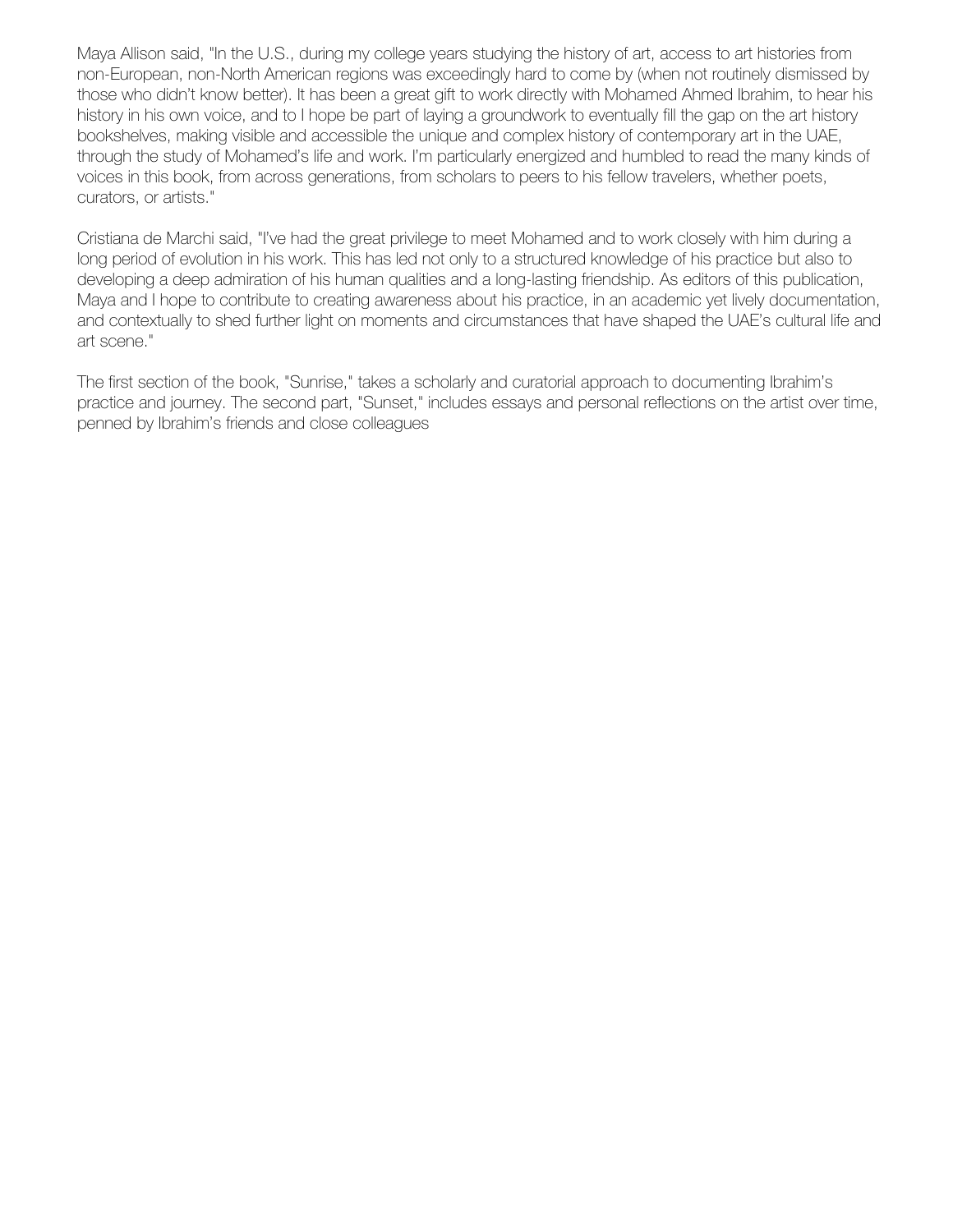Maya Allison said, "In the U.S., during my college years studying the history of art, access to art histories from non-European, non-North American regions was exceedingly hard to come by (when not routinely dismissed by those who didn't know better). It has been a great gift to work directly with Mohamed Ahmed Ibrahim, to hear his history in his own voice, and to I hope be part of laying a groundwork to eventually fill the gap on the art history bookshelves, making visible and accessible the unique and complex history of contemporary art in the UAE, through the study of Mohamed's life and work. I'm particularly energized and humbled to read the many kinds of voices in this book, from across generations, from scholars to peers to his fellow travelers, whether poets, curators, or artists."

Cristiana de Marchi said, "I've had the great privilege to meet Mohamed and to work closely with him during a long period of evolution in his work. This has led not only to a structured knowledge of his practice but also to developing a deep admiration of his human qualities and a long-lasting friendship. As editors of this publication, Maya and I hope to contribute to creating awareness about his practice, in an academic yet lively documentation, and contextually to shed further light on moments and circumstances that have shaped the UAE's cultural life and art scene."

The first section of the book, "Sunrise," takes a scholarly and curatorial approach to documenting Ibrahim's practice and journey. The second part, "Sunset," includes essays and personal reflections on the artist over time, penned by Ibrahim's friends and close colleagues